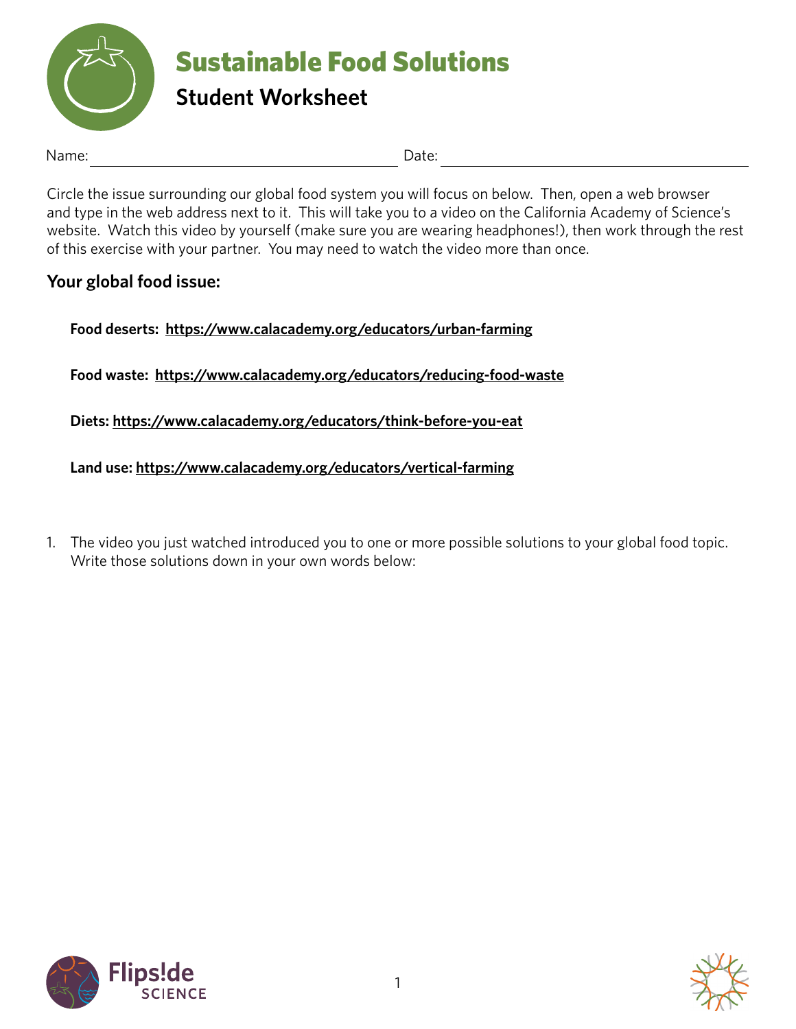# Sustainable Food Solutions

## Student Worksheet

Name: ______________________________ Date: ______________________________

Circle the issue surrounding our global food system you will focus on below. Then, open a web browser and type in the web address next to it. This will take you to a video on the California Academy of Science's website. Watch this video by yourself (make sure you are wearing headphones!), then work through the rest of this exercise with your partner. You may need to watch the video more than once.

### Your global food issue:

**Food deserts: https://www.calacademy.org/educators/urban-farming**

**Food waste: https://www.calacademy.org/educators/reducing-food-waste**

**Diets: https://www.calacademy.org/educators/think-before-you-eat**

**Land use: https://www.calacademy.org/educators/vertical-farming**

1. The video you just watched introduced you to one or more possible solutions to your global food topic. Write those solutions down in your own words below: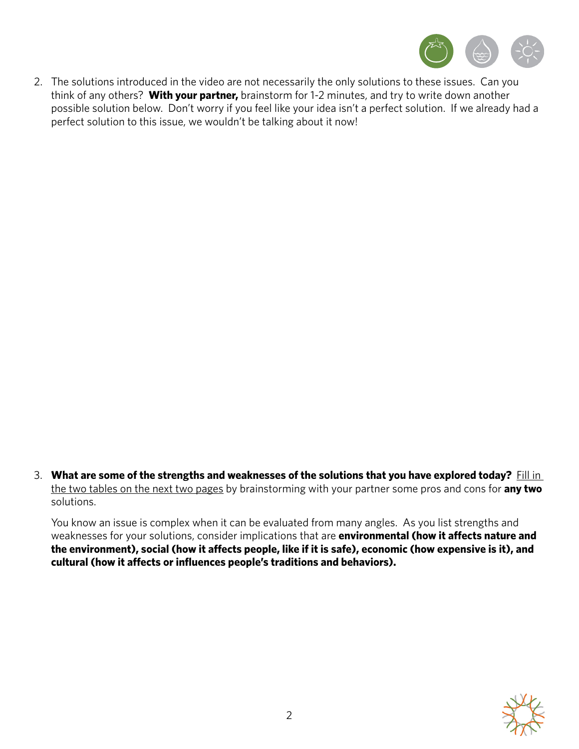2. The solutions introduced in the video are not necessarily the only solutions to these issues. Can you think of any others? **With your partner,** brainstorm for 1-2 minutes, and try to write down another possible solution below. Don't worry if you feel like your idea isn't a perfect solution. If we already had a perfect solution to this issue, we wouldn't be talking about it now!

3. **What are some of the strengths and weaknesses of the solutions that you have explored today?** Fill in the two tables on the next two pages by brainstorming with your partner some pros and cons for **any two** solutions.

   You know an issue is complex when it can be evaluated from many angles. As you list strengths and weaknesses for your solutions, consider implications that are **environmental (how it affects nature and the environment), social (how it affects people, like if it is safe), economic (how expensive is it), and cultural (how it affects or influences people's traditions and behaviors).**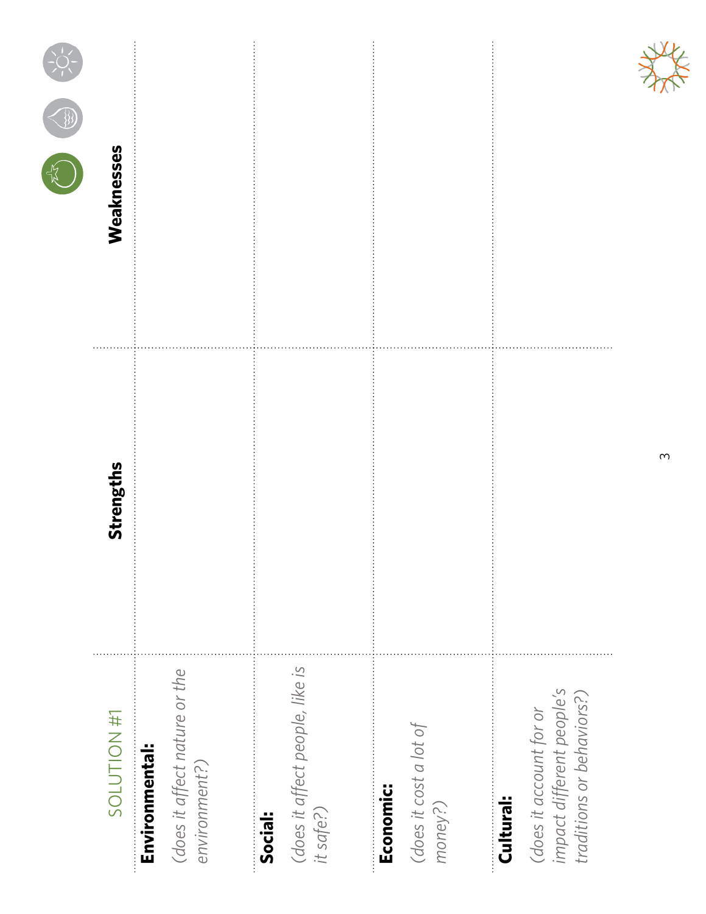| SOLUTION #1 | Strengths | Weaknesses |
|---|---|---|
| **Environmental:** *(does it affect nature or the environment?)* | | |
| **Social:** *(does it affect people, like is it safe?)* | | |
| **Economic:** *(does it cost a lot of money?)* | | |
| **Cultural:** *(does it account for or impact different people's traditions or behaviors?)* | | |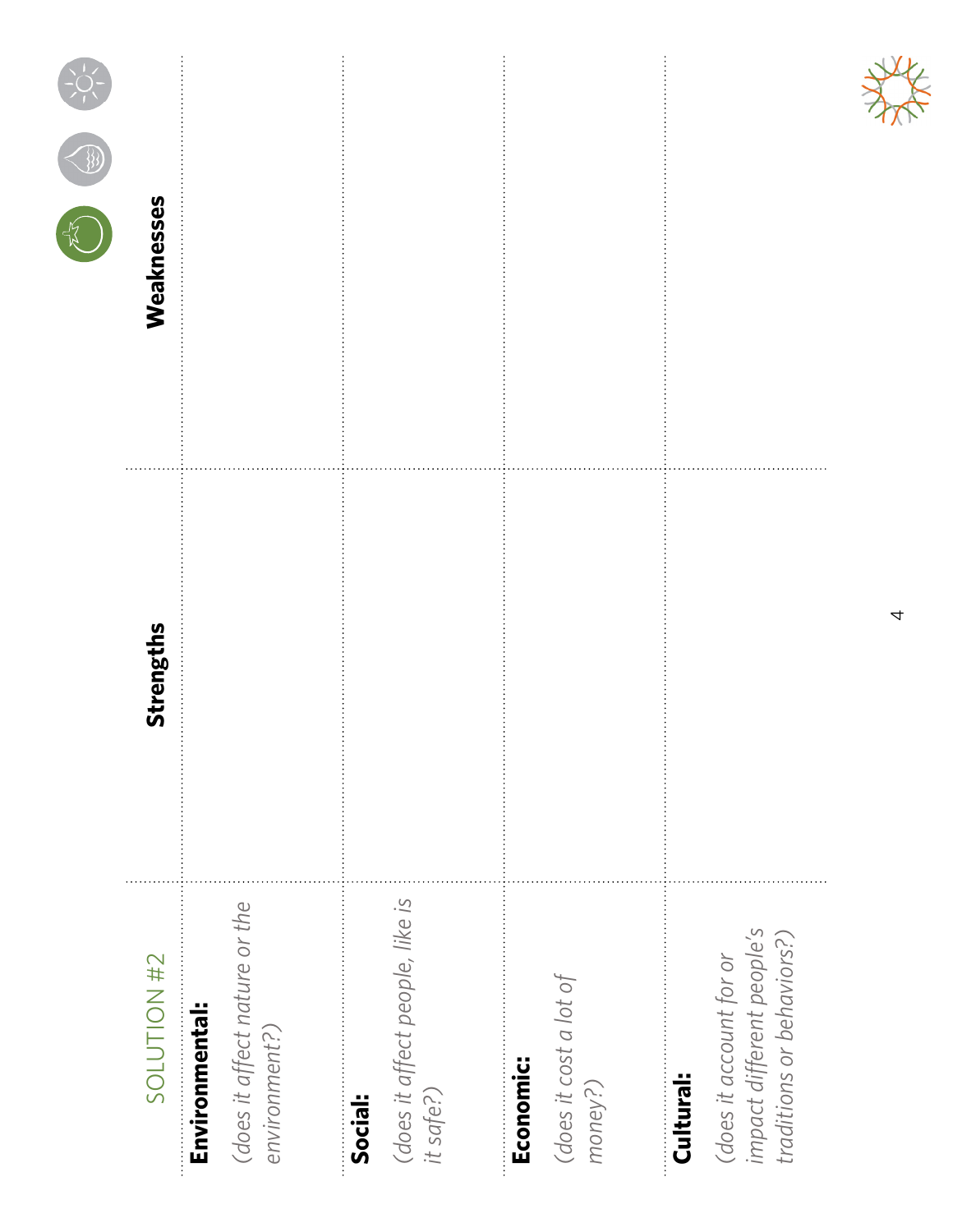| SOLUTION #2 | Strengths | Weaknesses |
|---|---|---|
| **Environmental:** *(does it affect nature or the environment?)* | | |
| **Social:** *(does it affect people, like is it safe?)* | | |
| **Economic:** *(does it cost a lot of money?)* | | |
| **Cultural:** *(does it account for or impact different people's traditions or behaviors?)* | | |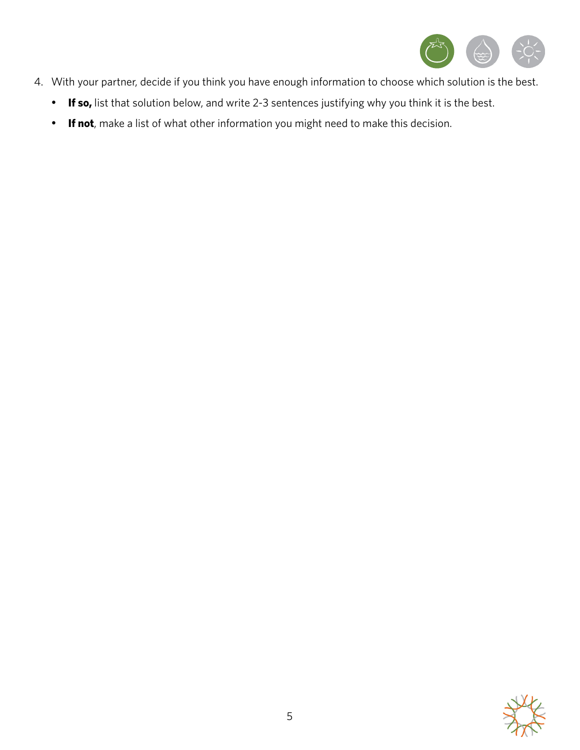4. With your partner, decide if you think you have enough information to choose which solution is the best.
   - **If so,** list that solution below, and write 2-3 sentences justifying why you think it is the best.
   - **If not**, make a list of what other information you might need to make this decision.